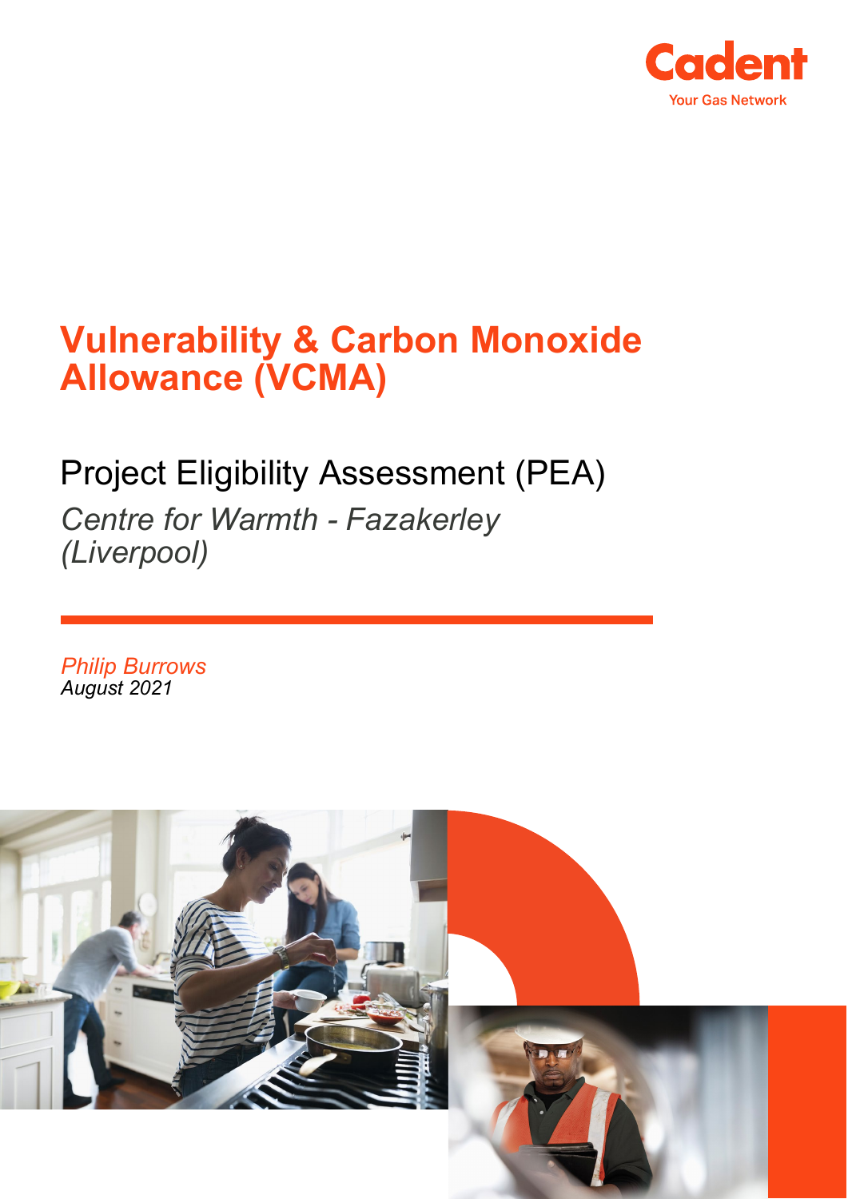Cadent

Your Gas Network

# Vulnerability & Carbon Monoxide Allowance (VCMA)

## Project Eligibility Assessment (PEA)

*Centre for Warmth - Fazakerley (Liverpool)*

*Philip Burrows*

*August 2021*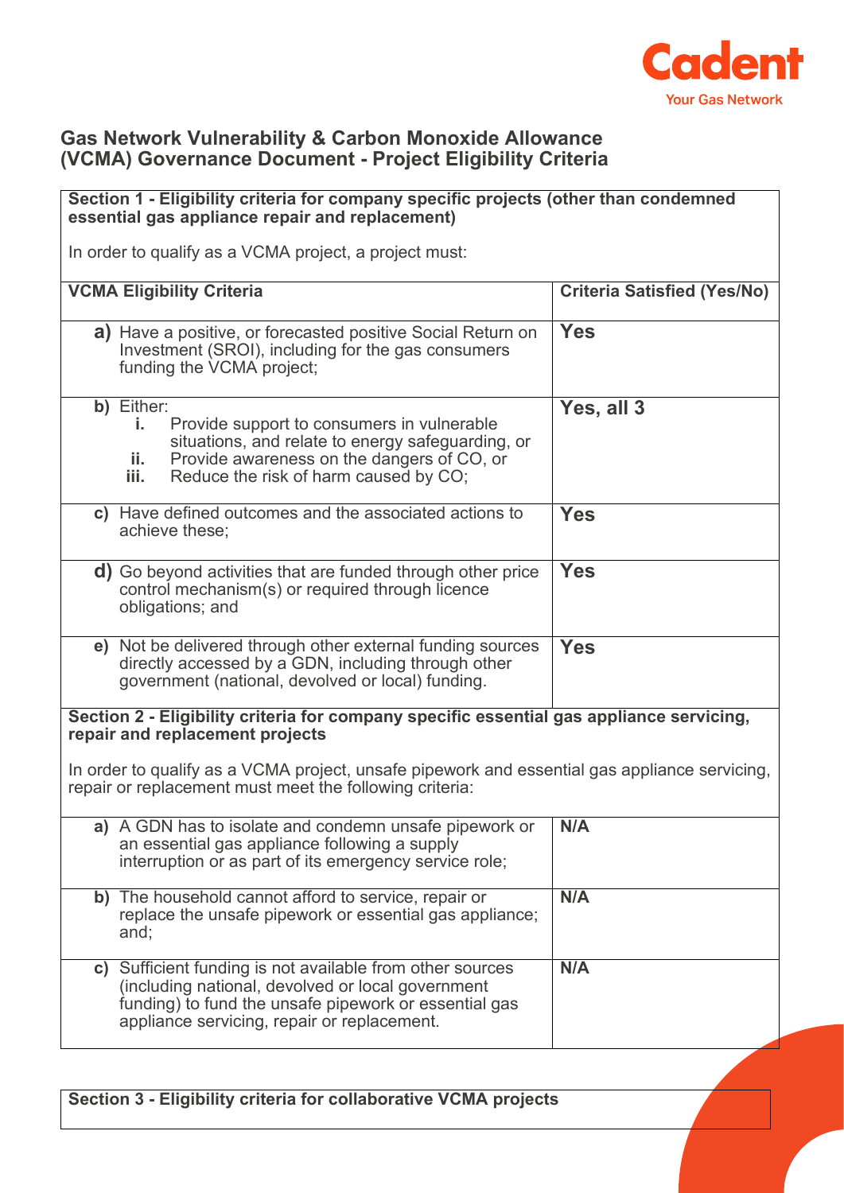## Gas Network Vulnerability & Carbon Monoxide Allowance (VCMA) Governance Document - Project Eligibility Criteria

**Section 1 - Eligibility criteria for company specific projects (other than condemned essential gas appliance repair and replacement)**

In order to qualify as a VCMA project, a project must:

| VCMA Eligibility Criteria | Criteria Satisfied (Yes/No) |
|---|---|
| **a)** Have a positive, or forecasted positive Social Return on Investment (SROI), including for the gas consumers funding the VCMA project; | **Yes** |
| **b)** Either: **i.** Provide support to consumers in vulnerable situations, and relate to energy safeguarding, or **ii.** Provide awareness on the dangers of CO, or **iii.** Reduce the risk of harm caused by CO; | **Yes, all 3** |
| **c)** Have defined outcomes and the associated actions to achieve these; | **Yes** |
| **d)** Go beyond activities that are funded through other price control mechanism(s) or required through licence obligations; and | **Yes** |
| **e)** Not be delivered through other external funding sources directly accessed by a GDN, including through other government (national, devolved or local) funding. | **Yes** |

**Section 2 - Eligibility criteria for company specific essential gas appliance servicing, repair and replacement projects**

In order to qualify as a VCMA project, unsafe pipework and essential gas appliance servicing, repair or replacement must meet the following criteria:

| Criteria | Criteria Satisfied (Yes/No) |
|---|---|
| **a)** A GDN has to isolate and condemn unsafe pipework or an essential gas appliance following a supply interruption or as part of its emergency service role; | **N/A** |
| **b)** The household cannot afford to service, repair or replace the unsafe pipework or essential gas appliance; and; | **N/A** |
| **c)** Sufficient funding is not available from other sources (including national, devolved or local government funding) to fund the unsafe pipework or essential gas appliance servicing, repair or replacement. | **N/A** |

**Section 3 - Eligibility criteria for collaborative VCMA projects**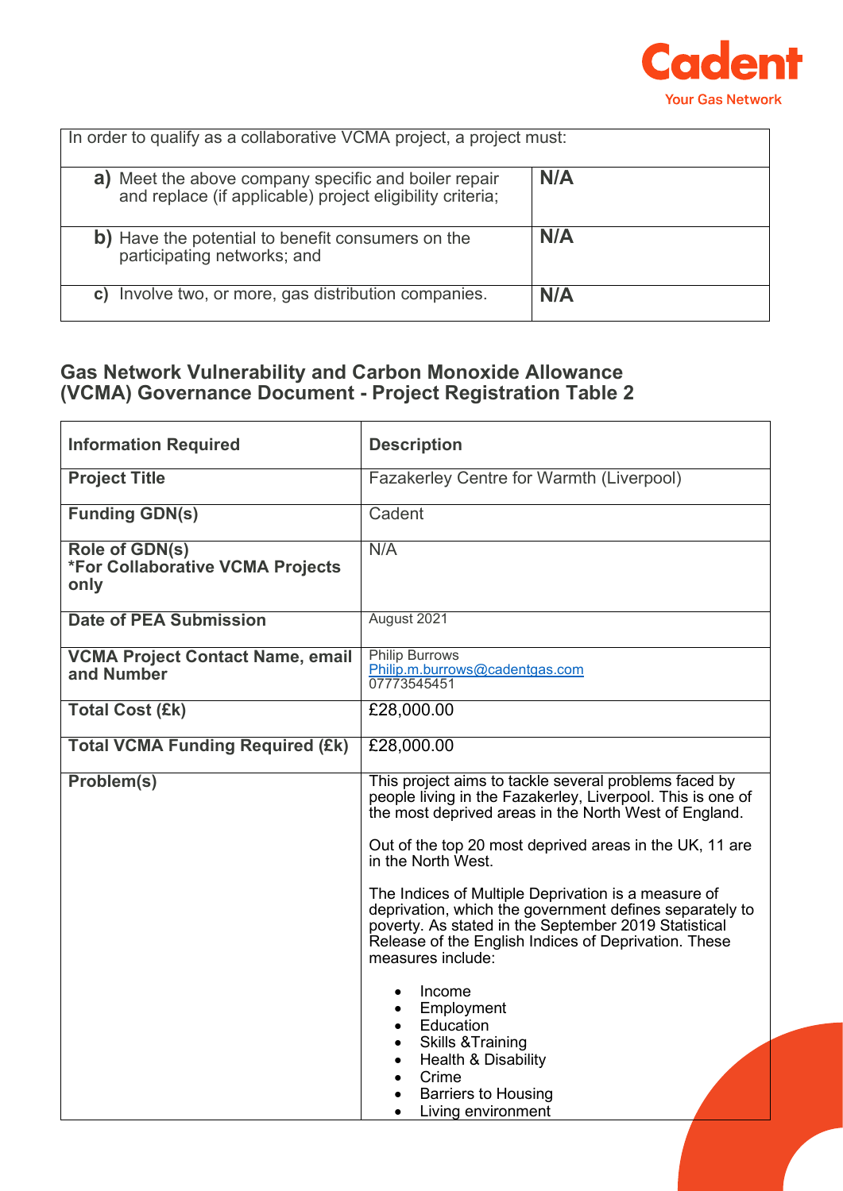| In order to qualify as a collaborative VCMA project, a project must: | |
| --- | --- |
| **a)** Meet the above company specific and boiler repair and replace (if applicable) project eligibility criteria; | **N/A** |
| **b)** Have the potential to benefit consumers on the participating networks; and | **N/A** |
| **c)** Involve two, or more, gas distribution companies. | **N/A** |

## Gas Network Vulnerability and Carbon Monoxide Allowance (VCMA) Governance Document - Project Registration Table 2

| **Information Required** | **Description** |
| --- | --- |
| **Project Title** | Fazakerley Centre for Warmth (Liverpool) |
| **Funding GDN(s)** | Cadent |
| **Role of GDN(s)** *For Collaborative VCMA Projects only | N/A |
| **Date of PEA Submission** | August 2021 |
| **VCMA Project Contact Name, email and Number** | Philip Burrows<br>Philip.m.burrows@cadentgas.com<br>07773545451 |
| **Total Cost (£k)** | £28,000.00 |
| **Total VCMA Funding Required (£k)** | £28,000.00 |
| **Problem(s)** | This project aims to tackle several problems faced by people living in the Fazakerley, Liverpool. This is one of the most deprived areas in the North West of England.<br><br>Out of the top 20 most deprived areas in the UK, 11 are in the North West.<br><br>The Indices of Multiple Deprivation is a measure of deprivation, which the government defines separately to poverty. As stated in the September 2019 Statistical Release of the English Indices of Deprivation. These measures include:<br><br>• Income<br>• Employment<br>• Education<br>• Skills &Training<br>• Health & Disability<br>• Crime<br>• Barriers to Housing<br>• Living environment |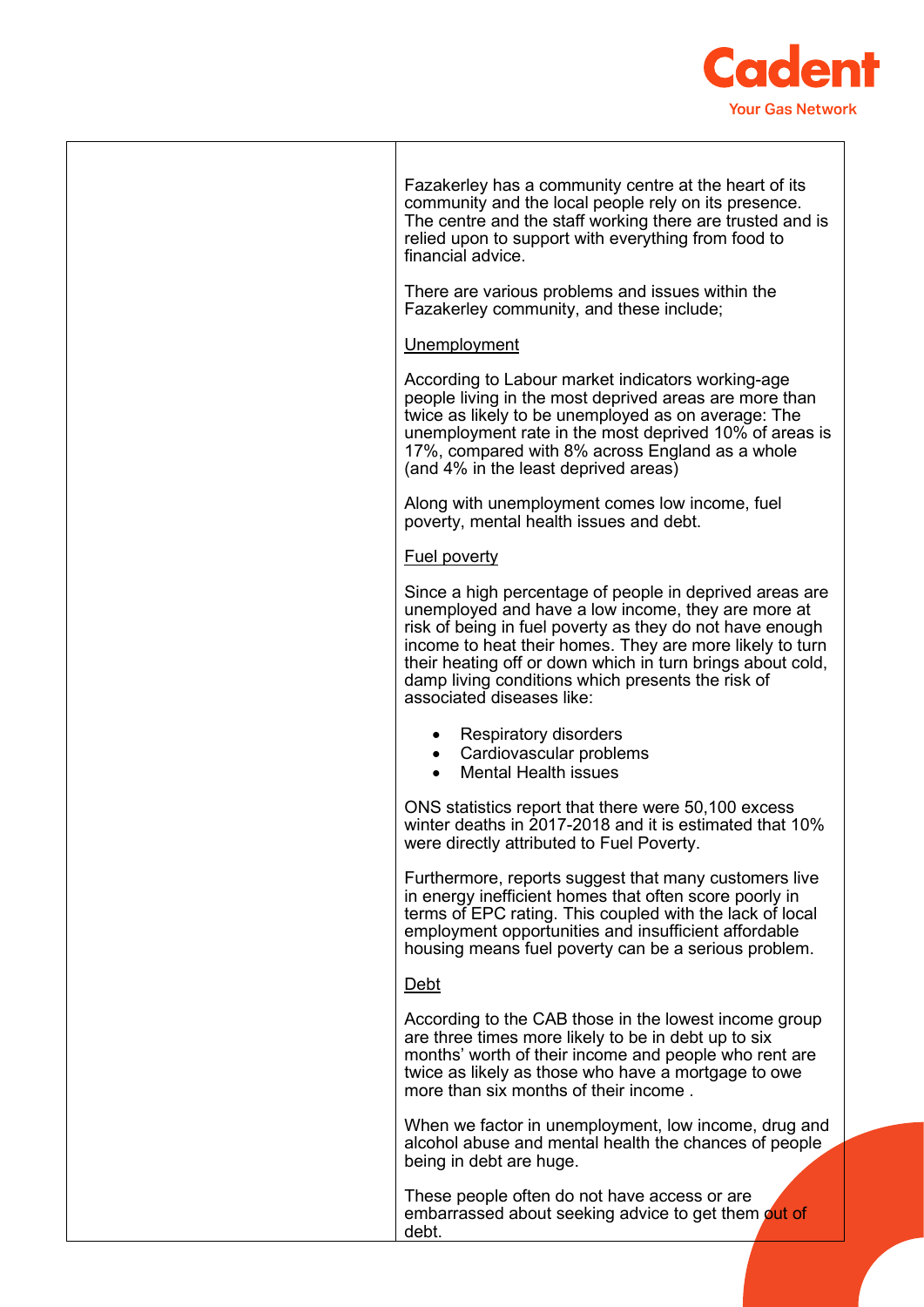Fazakerley has a community centre at the heart of its community and the local people rely on its presence. The centre and the staff working there are trusted and is relied upon to support with everything from food to financial advice.

There are various problems and issues within the Fazakerley community, and these include;

Unemployment

According to Labour market indicators working-age people living in the most deprived areas are more than twice as likely to be unemployed as on average: The unemployment rate in the most deprived 10% of areas is 17%, compared with 8% across England as a whole (and 4% in the least deprived areas)

Along with unemployment comes low income, fuel poverty, mental health issues and debt.

Fuel poverty

Since a high percentage of people in deprived areas are unemployed and have a low income, they are more at risk of being in fuel poverty as they do not have enough income to heat their homes. They are more likely to turn their heating off or down which in turn brings about cold, damp living conditions which presents the risk of associated diseases like:

- Respiratory disorders
- Cardiovascular problems
- Mental Health issues

ONS statistics report that there were 50,100 excess winter deaths in 2017-2018 and it is estimated that 10% were directly attributed to Fuel Poverty.

Furthermore, reports suggest that many customers live in energy inefficient homes that often score poorly in terms of EPC rating. This coupled with the lack of local employment opportunities and insufficient affordable housing means fuel poverty can be a serious problem.

Debt

According to the CAB those in the lowest income group are three times more likely to be in debt up to six months' worth of their income and people who rent are twice as likely as those who have a mortgage to owe more than six months of their income .

When we factor in unemployment, low income, drug and alcohol abuse and mental health the chances of people being in debt are huge.

These people often do not have access or are embarrassed about seeking advice to get them out of debt.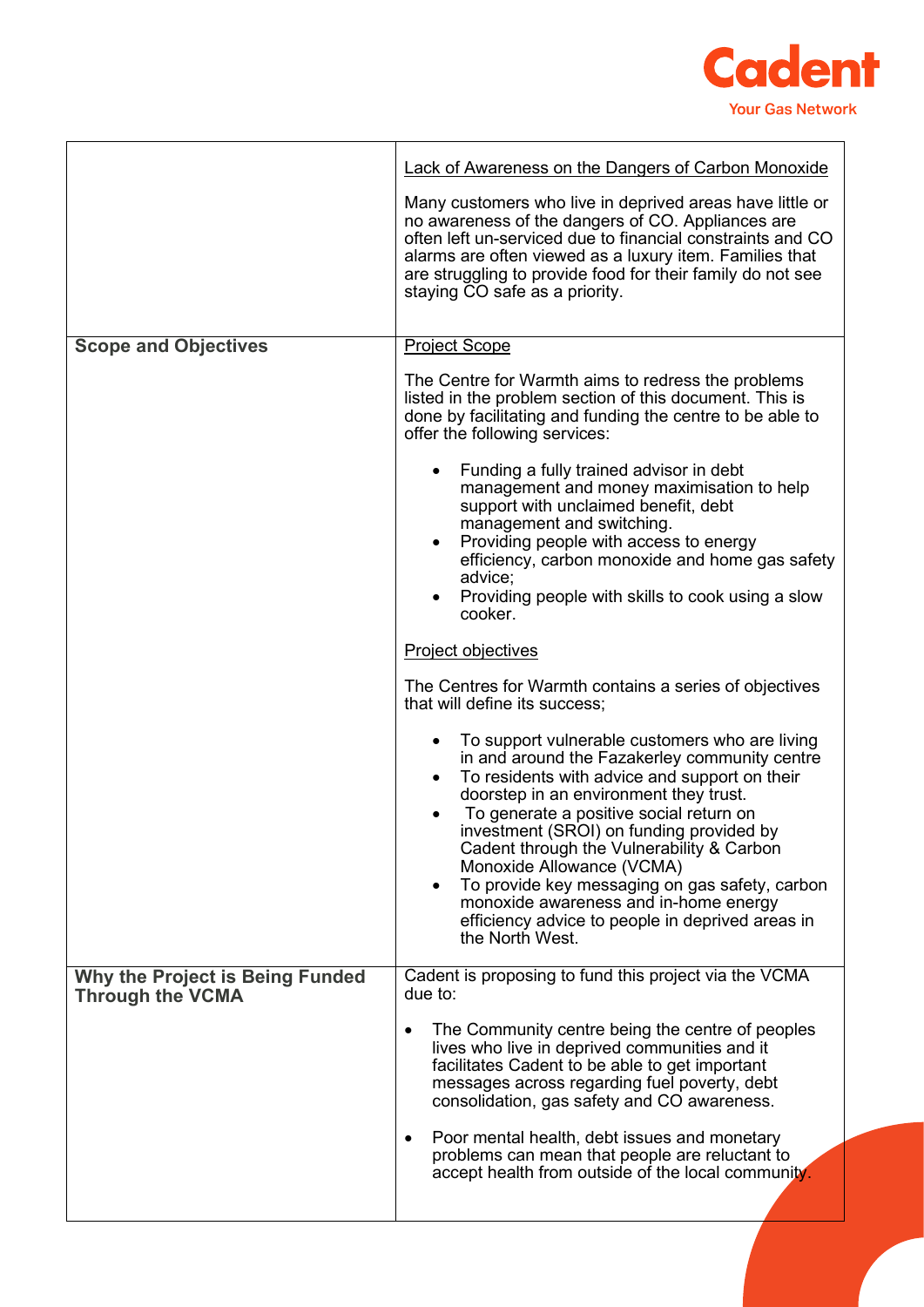| | |
|---|---|
| | Lack of Awareness on the Dangers of Carbon Monoxide<br><br>Many customers who live in deprived areas have little or no awareness of the dangers of CO. Appliances are often left un-serviced due to financial constraints and CO alarms are often viewed as a luxury item. Families that are struggling to provide food for their family do not see staying CO safe as a priority. |
| **Scope and Objectives** | Project Scope<br><br>The Centre for Warmth aims to redress the problems listed in the problem section of this document. This is done by facilitating and funding the centre to be able to offer the following services:<br><br>• Funding a fully trained advisor in debt management and money maximisation to help support with unclaimed benefit, debt management and switching.<br>• Providing people with access to energy efficiency, carbon monoxide and home gas safety advice;<br>• Providing people with skills to cook using a slow cooker.<br><br>Project objectives<br><br>The Centres for Warmth contains a series of objectives that will define its success;<br><br>• To support vulnerable customers who are living in and around the Fazakerley community centre<br>• To residents with advice and support on their doorstep in an environment they trust.<br>• To generate a positive social return on investment (SROI) on funding provided by Cadent through the Vulnerability & Carbon Monoxide Allowance (VCMA)<br>• To provide key messaging on gas safety, carbon monoxide awareness and in-home energy efficiency advice to people in deprived areas in the North West. |
| **Why the Project is Being Funded Through the VCMA** | Cadent is proposing to fund this project via the VCMA due to:<br><br>• The Community centre being the centre of peoples lives who live in deprived communities and it facilitates Cadent to be able to get important messages across regarding fuel poverty, debt consolidation, gas safety and CO awareness.<br><br>• Poor mental health, debt issues and monetary problems can mean that people are reluctant to accept health from outside of the local community. |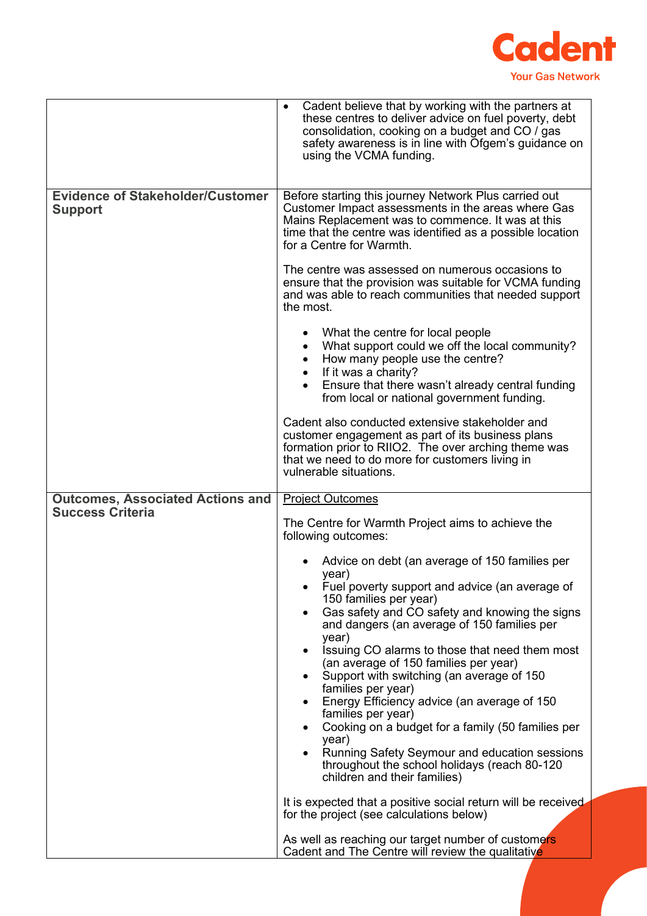| | |
|---|---|
| | • Cadent believe that by working with the partners at these centres to deliver advice on fuel poverty, debt consolidation, cooking on a budget and CO / gas safety awareness is in line with Ofgem's guidance on using the VCMA funding. |
| **Evidence of Stakeholder/Customer Support** | Before starting this journey Network Plus carried out Customer Impact assessments in the areas where Gas Mains Replacement was to commence. It was at this time that the centre was identified as a possible location for a Centre for Warmth.<br><br>The centre was assessed on numerous occasions to ensure that the provision was suitable for VCMA funding and was able to reach communities that needed support the most.<br><br>• What the centre for local people<br>• What support could we off the local community?<br>• How many people use the centre?<br>• If it was a charity?<br>• Ensure that there wasn't already central funding from local or national government funding.<br><br>Cadent also conducted extensive stakeholder and customer engagement as part of its business plans formation prior to RIIO2. The over arching theme was that we need to do more for customers living in vulnerable situations. |
| **Outcomes, Associated Actions and Success Criteria** | <u>Project Outcomes</u><br><br>The Centre for Warmth Project aims to achieve the following outcomes:<br><br>• Advice on debt (an average of 150 families per year)<br>• Fuel poverty support and advice (an average of 150 families per year)<br>• Gas safety and CO safety and knowing the signs and dangers (an average of 150 families per year)<br>• Issuing CO alarms to those that need them most (an average of 150 families per year)<br>• Support with switching (an average of 150 families per year)<br>• Energy Efficiency advice (an average of 150 families per year)<br>• Cooking on a budget for a family (50 families per year)<br>• Running Safety Seymour and education sessions throughout the school holidays (reach 80-120 children and their families)<br><br>It is expected that a positive social return will be received for the project (see calculations below)<br><br>As well as reaching our target number of customers Cadent and The Centre will review the qualitative |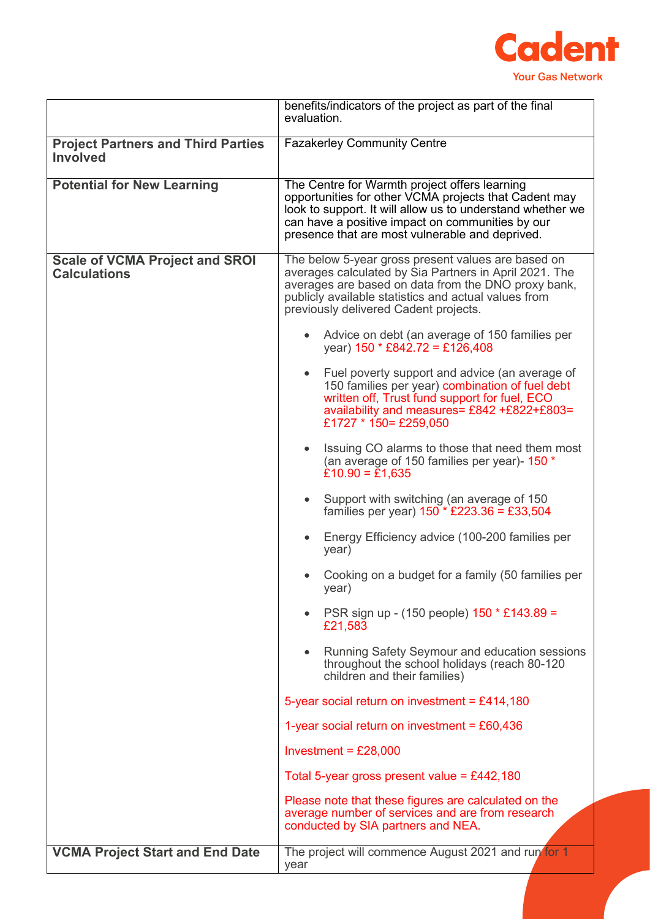| | |
|---|---|
| | benefits/indicators of the project as part of the final evaluation. |
| **Project Partners and Third Parties Involved** | Fazakerley Community Centre |
| **Potential for New Learning** | The Centre for Warmth project offers learning opportunities for other VCMA projects that Cadent may look to support. It will allow us to understand whether we can have a positive impact on communities by our presence that are most vulnerable and deprived. |
| **Scale of VCMA Project and SROI Calculations** | The below 5-year gross present values are based on averages calculated by Sia Partners in April 2021. The averages are based on data from the DNO proxy bank, publicly available statistics and actual values from previously delivered Cadent projects.<br><br>• Advice on debt (an average of 150 families per year) 150 * £842.72 = £126,408<br><br>• Fuel poverty support and advice (an average of 150 families per year) combination of fuel debt written off, Trust fund support for fuel, ECO availability and measures= £842 +£822+£803= £1727 * 150= £259,050<br><br>• Issuing CO alarms to those that need them most (an average of 150 families per year)- 150 * £10.90 = £1,635<br><br>• Support with switching (an average of 150 families per year) 150 * £223.36 = £33,504<br><br>• Energy Efficiency advice (100-200 families per year)<br><br>• Cooking on a budget for a family (50 families per year)<br><br>• PSR sign up - (150 people) 150 * £143.89 = £21,583<br><br>• Running Safety Seymour and education sessions throughout the school holidays (reach 80-120 children and their families)<br><br>5-year social return on investment = £414,180<br><br>1-year social return on investment = £60,436<br><br>Investment = £28,000<br><br>Total 5-year gross present value = £442,180<br><br>Please note that these figures are calculated on the average number of services and are from research conducted by SIA partners and NEA. |
| **VCMA Project Start and End Date** | The project will commence August 2021 and run for 1 year |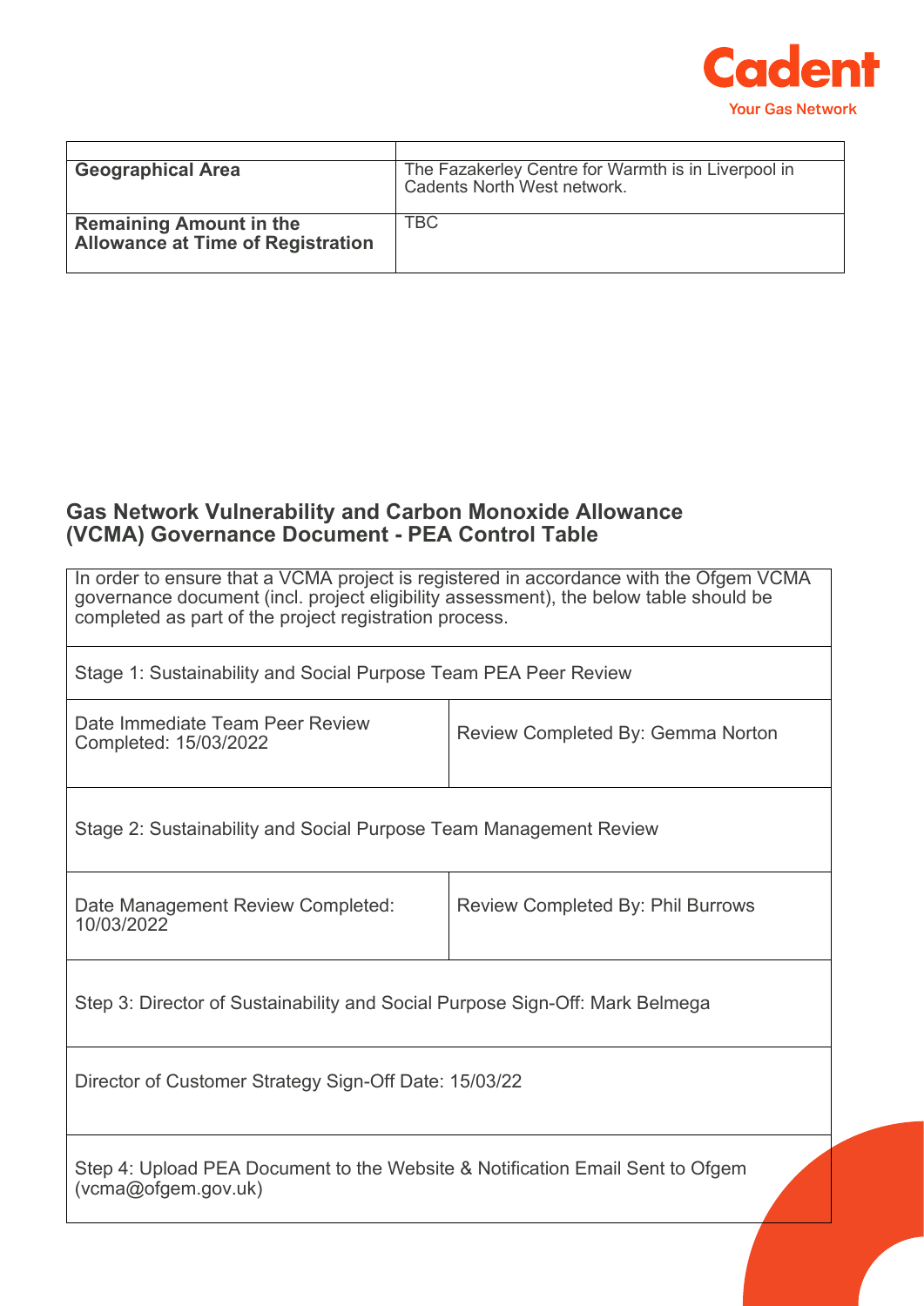| | |
|---|---|
| **Geographical Area** | The Fazakerley Centre for Warmth is in Liverpool in Cadents North West network. |
| **Remaining Amount in the Allowance at Time of Registration** | TBC |

## Gas Network Vulnerability and Carbon Monoxide Allowance (VCMA) Governance Document - PEA Control Table

| | |
|---|---|
| In order to ensure that a VCMA project is registered in accordance with the Ofgem VCMA governance document (incl. project eligibility assessment), the below table should be completed as part of the project registration process. | |
| Stage 1: Sustainability and Social Purpose Team PEA Peer Review | |
| Date Immediate Team Peer Review Completed: 15/03/2022 | Review Completed By: Gemma Norton |
| Stage 2: Sustainability and Social Purpose Team Management Review | |
| Date Management Review Completed: 10/03/2022 | Review Completed By: Phil Burrows |
| Step 3: Director of Sustainability and Social Purpose Sign-Off: Mark Belmega | |
| Director of Customer Strategy Sign-Off Date: 15/03/22 | |
| Step 4: Upload PEA Document to the Website & Notification Email Sent to Ofgem (vcma@ofgem.gov.uk) | |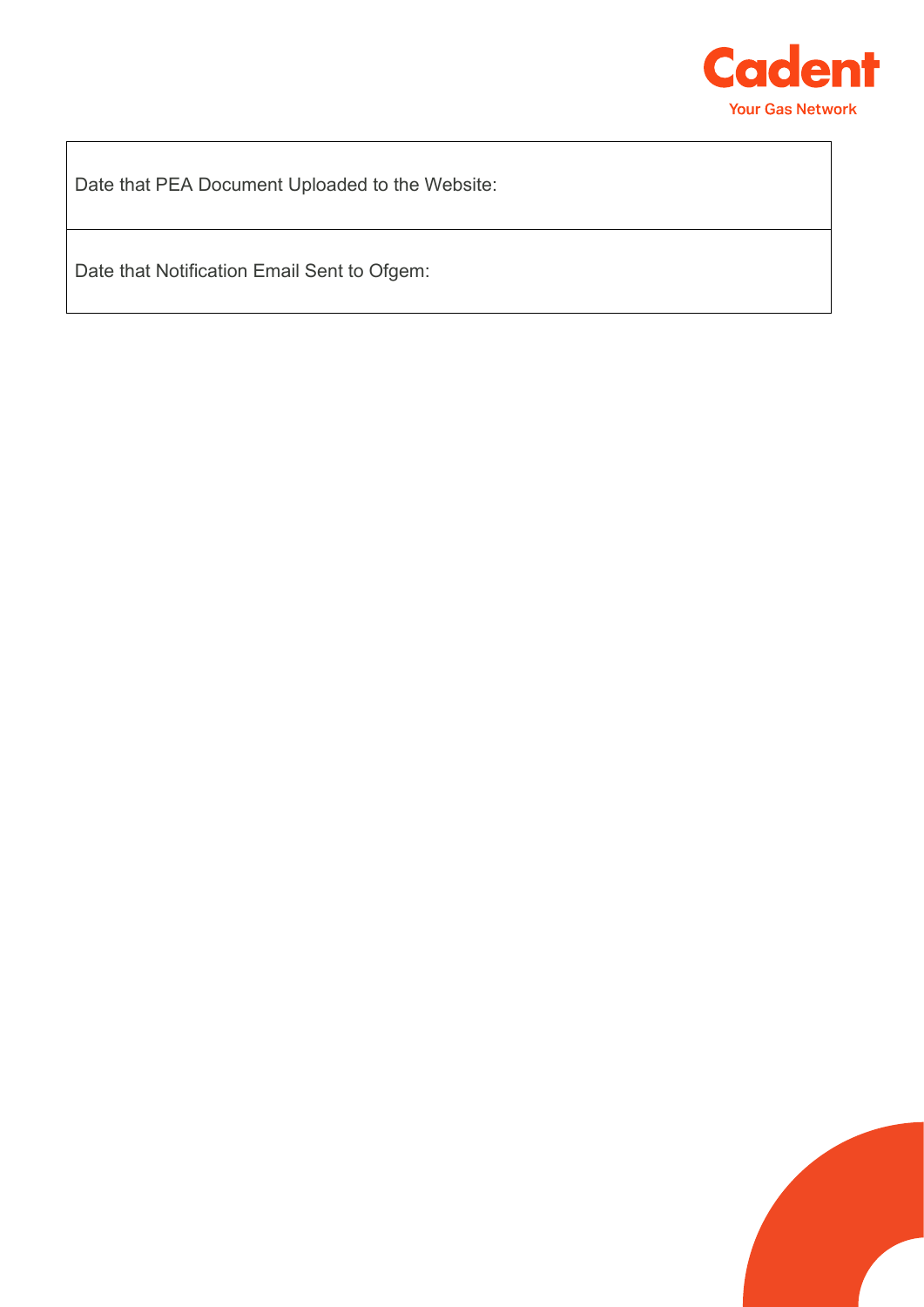| |
|---|
| Date that PEA Document Uploaded to the Website: |
| Date that Notification Email Sent to Ofgem: |